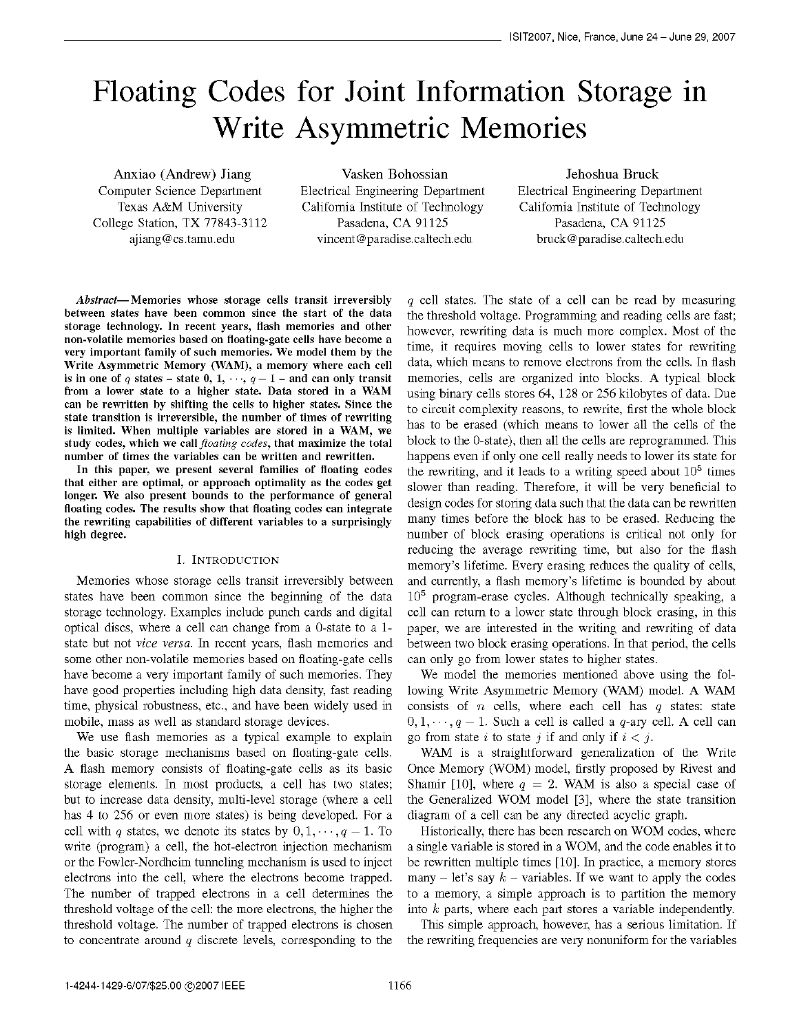# Floating Codes for Joint Information Storage in Write Asymmetric Memories

Anxiao (Andrew) Jiang
Computer Science Department
Texas A&M University
College Station, TX 77843-3112
ajiang@cs.tamu.edu

Vasken Bohossian
Electrical Engineering Department
California Institute of Technology
Pasadena, CA 91125
vincent@paradise.caltech.edu

Jehoshua Bruck
Electrical Engineering Department
California Institute of Technology
Pasadena, CA 91125
bruck@paradise.caltech.edu

***Abstract*— Memories whose storage cells transit irreversibly between states have been common since the start of the data storage technology. In recent years, flash memories and other non-volatile memories based on floating-gate cells have become a very important family of such memories. We model them by the Write Asymmetric Memory (WAM), a memory where each cell is in one of $q$ states – state $0, 1, \cdots, q-1$ – and can only transit from a lower state to a higher state. Data stored in a WAM can be rewritten by shifting the cells to higher states. Since the state transition is irreversible, the number of times of rewriting is limited. When multiple variables are stored in a WAM, we study codes, which we call *floating codes*, that maximize the total number of times the variables can be written and rewritten.**

**In this paper, we present several families of floating codes that either are optimal, or approach optimality as the codes get longer. We also present bounds to the performance of general floating codes. The results show that floating codes can integrate the rewriting capabilities of different variables to a surprisingly high degree.**

## I. Introduction

Memories whose storage cells transit irreversibly between states have been common since the beginning of the data storage technology. Examples include punch cards and digital optical discs, where a cell can change from a 0-state to a 1-state but not *vice versa*. In recent years, flash memories and some other non-volatile memories based on floating-gate cells have become a very important family of such memories. They have good properties including high data density, fast reading time, physical robustness, etc., and have been widely used in mobile, mass as well as standard storage devices.

We use flash memories as a typical example to explain the basic storage mechanisms based on floating-gate cells. A flash memory consists of floating-gate cells as its basic storage elements. In most products, a cell has two states; but to increase data density, multi-level storage (where a cell has 4 to 256 or even more states) is being developed. For a cell with $q$ states, we denote its states by $0, 1, \cdots, q-1$. To write (program) a cell, the hot-electron injection mechanism or the Fowler-Nordheim tunneling mechanism is used to inject electrons into the cell, where the electrons become trapped. The number of trapped electrons in a cell determines the threshold voltage of the cell: the more electrons, the higher the threshold voltage. The number of trapped electrons is chosen to concentrate around $q$ discrete levels, corresponding to the $q$ cell states. The state of a cell can be read by measuring the threshold voltage. Programming and reading cells are fast; however, rewriting data is much more complex. Most of the time, it requires moving cells to lower states for rewriting data, which means to remove electrons from the cells. In flash memories, cells are organized into blocks. A typical block using binary cells stores 64, 128 or 256 kilobytes of data. Due to circuit complexity reasons, to rewrite, first the whole block has to be erased (which means to lower all the cells of the block to the 0-state), then all the cells are reprogrammed. This happens even if only one cell really needs to lower its state for the rewriting, and it leads to a writing speed about $10^5$ times slower than reading. Therefore, it will be very beneficial to design codes for storing data such that the data can be rewritten many times before the block has to be erased. Reducing the number of block erasing operations is critical not only for reducing the average rewriting time, but also for the flash memory's lifetime. Every erasing reduces the quality of cells, and currently, a flash memory's lifetime is bounded by about $10^5$ program-erase cycles. Although technically speaking, a cell can return to a lower state through block erasing, in this paper, we are interested in the writing and rewriting of data between two block erasing operations. In that period, the cells can only go from lower states to higher states.

We model the memories mentioned above using the following Write Asymmetric Memory (WAM) model. A WAM consists of $n$ cells, where each cell has $q$ states: state $0, 1, \cdots, q-1$. Such a cell is called a $q$-ary cell. A cell can go from state $i$ to state $j$ if and only if $i < j$.

WAM is a straightforward generalization of the Write Once Memory (WOM) model, firstly proposed by Rivest and Shamir [10], where $q = 2$. WAM is also a special case of the Generalized WOM model [3], where the state transition diagram of a cell can be any directed acyclic graph.

Historically, there has been research on WOM codes, where a single variable is stored in a WOM, and the code enables it to be rewritten multiple times [10]. In practice, a memory stores many – let's say $k$ – variables. If we want to apply the codes to a memory, a simple approach is to partition the memory into $k$ parts, where each part stores a variable independently.

This simple approach, however, has a serious limitation. If the rewriting frequencies are very nonuniform for the variables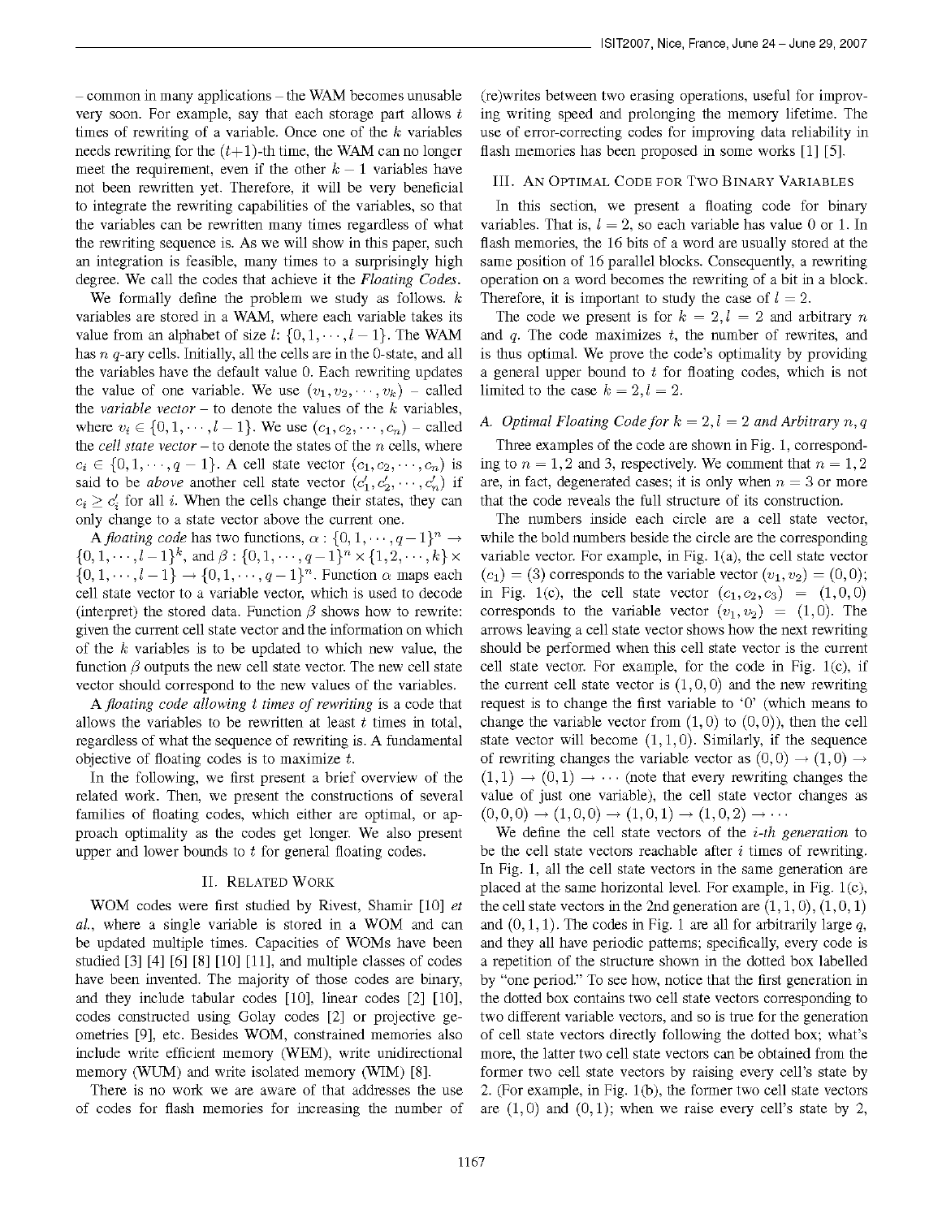– common in many applications – the WAM becomes unusable very soon. For example, say that each storage part allows $t$ times of rewriting of a variable. Once one of the $k$ variables needs rewriting for the $(t+1)$-th time, the WAM can no longer meet the requirement, even if the other $k-1$ variables have not been rewritten yet. Therefore, it will be very beneficial to integrate the rewriting capabilities of the variables, so that the variables can be rewritten many times regardless of what the rewriting sequence is. As we will show in this paper, such an integration is feasible, many times to a surprisingly high degree. We call the codes that achieve it the *Floating Codes*.

We formally define the problem we study as follows. $k$ variables are stored in a WAM, where each variable takes its value from an alphabet of size $l$: $\{0,1,\cdots,l-1\}$. The WAM has $n$ $q$-ary cells. Initially, all the cells are in the 0-state, and all the variables have the default value 0. Each rewriting updates the value of one variable. We use $(v_1, v_2, \cdots, v_k)$ – called the *variable vector* – to denote the values of the $k$ variables, where $v_i \in \{0,1,\cdots,l-1\}$. We use $(c_1, c_2, \cdots, c_n)$ – called the *cell state vector* – to denote the states of the $n$ cells, where $c_i \in \{0,1,\cdots,q-1\}$. A cell state vector $(c_1, c_2, \cdots, c_n)$ is said to be *above* another cell state vector $(c'_1, c'_2, \cdots, c'_n)$ if $c_i \geq c'_i$ for all $i$. When the cells change their states, they can only change to a state vector above the current one.

A *floating code* has two functions, $\alpha: \{0,1,\cdots,q-1\}^n \to \{0,1,\cdots,l-1\}^k$, and $\beta: \{0,1,\cdots,q-1\}^n \times \{1,2,\cdots,k\} \times \{0,1,\cdots,l-1\} \to \{0,1,\cdots,q-1\}^n$. Function $\alpha$ maps each cell state vector to a variable vector, which is used to decode (interpret) the stored data. Function $\beta$ shows how to rewrite: given the current cell state vector and the information on which of the $k$ variables is to be updated to which new value, the function $\beta$ outputs the new cell state vector. The new cell state vector should correspond to the new values of the variables.

A *floating code allowing $t$ times of rewriting* is a code that allows the variables to be rewritten at least $t$ times in total, regardless of what the sequence of rewriting is. A fundamental objective of floating codes is to maximize $t$.

In the following, we first present a brief overview of the related work. Then, we present the constructions of several families of floating codes, which either are optimal, or approach optimality as the codes get longer. We also present upper and lower bounds to $t$ for general floating codes.

## II. Related Work

WOM codes were first studied by Rivest, Shamir [10] *et al.*, where a single variable is stored in a WOM and can be updated multiple times. Capacities of WOMs have been studied [3] [4] [6] [8] [10] [11], and multiple classes of codes have been invented. The majority of those codes are binary, and they include tabular codes [10], linear codes [2] [10], codes constructed using Golay codes [2] or projective geometries [9], etc. Besides WOM, constrained memories also include write efficient memory (WEM), write unidirectional memory (WUM) and write isolated memory (WIM) [8].

There is no work we are aware of that addresses the use of codes for flash memories for increasing the number of (re)writes between two erasing operations, useful for improving writing speed and prolonging the memory lifetime. The use of error-correcting codes for improving data reliability in flash memories has been proposed in some works [1] [5].

## III. An Optimal Code for Two Binary Variables

In this section, we present a floating code for binary variables. That is, $l = 2$, so each variable has value 0 or 1. In flash memories, the 16 bits of a word are usually stored at the same position of 16 parallel blocks. Consequently, a rewriting operation on a word becomes the rewriting of a bit in a block. Therefore, it is important to study the case of $l = 2$.

The code we present is for $k = 2, l = 2$ and arbitrary $n$ and $q$. The code maximizes $t$, the number of rewrites, and is thus optimal. We prove the code's optimality by providing a general upper bound to $t$ for floating codes, which is not limited to the case $k = 2, l = 2$.

### A. Optimal Floating Code for $k = 2, l = 2$ and Arbitrary $n, q$

Three examples of the code are shown in Fig. 1, corresponding to $n = 1, 2$ and 3, respectively. We comment that $n = 1, 2$ are, in fact, degenerated cases; it is only when $n = 3$ or more that the code reveals the full structure of its construction.

The numbers inside each circle are a cell state vector, while the bold numbers beside the circle are the corresponding variable vector. For example, in Fig. 1(a), the cell state vector $(c_1) = (3)$ corresponds to the variable vector $(v_1, v_2) = (0, 0)$; in Fig. 1(c), the cell state vector $(c_1, c_2, c_3) = (1, 0, 0)$ corresponds to the variable vector $(v_1, v_2) = (1, 0)$. The arrows leaving a cell state vector shows how the next rewriting operation should be performed when this cell state vector is the current cell state vector. For example, for the code in Fig. 1(c), if the current cell state vector is $(1, 0, 0)$ and the new rewriting request is to change the first variable to '0' (which means to change the variable vector from $(1, 0)$ to $(0, 0)$), then the cell state vector will become $(1, 1, 0)$. Similarly, if the sequence of rewriting changes the variable vector as $(0, 0) \to (1, 0) \to (1, 1) \to (0, 1) \to \cdots$ (note that every rewriting changes the value of just one variable), the cell state vector changes as $(0, 0, 0) \to (1, 0, 0) \to (1, 0, 1) \to (1, 0, 2) \to \cdots$

We define the cell state vectors of the *i-th generation* to be the cell state vectors reachable after $i$ times of rewriting. In Fig. 1, all the cell state vectors in the same generation are placed at the same horizontal level. For example, in Fig. 1(c), the cell state vectors in the 2nd generation are $(1, 1, 0)$, $(1, 0, 1)$ and $(0, 1, 1)$. The codes in Fig. 1 are all for arbitrarily large $q$, and they all have periodic patterns; specifically, every code is a repetition of the structure shown in the dotted box labelled by "one period." To see how, notice that the first generation in the dotted box contains two cell state vectors corresponding to two different variable vectors, and so is true for the generation of cell state vectors directly following the dotted box; what's more, the latter two cell state vectors can be obtained from the former two cell state vectors by raising every cell's state by 2. (For example, in Fig. 1(b), the former two cell state vectors are $(1, 0)$ and $(0, 1)$; when we raise every cell's state by 2,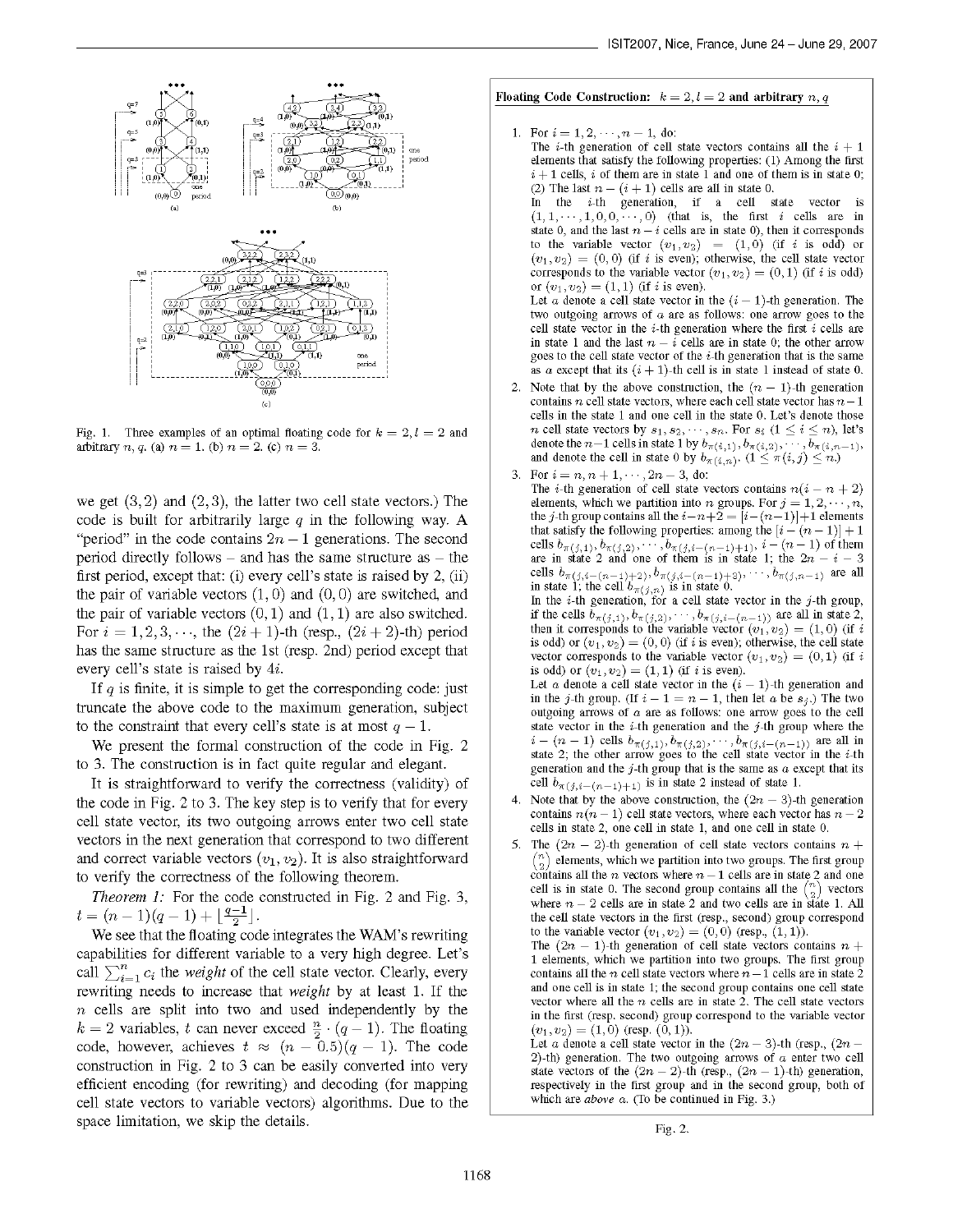Fig. 1. Three examples of an optimal floating code for $k = 2, l = 2$ and arbitrary $n, q$. (a) $n = 1$. (b) $n = 2$. (c) $n = 3$.

we get $(3,2)$ and $(2,3)$, the latter two cell state vectors.) The code is built for arbitrarily large $q$ in the following way. A "period" in the code contains $2n-1$ generations. The second period directly follows – and has the same structure as – the first period, except that: (i) every cell's state is raised by 2, (ii) the pair of variable vectors $(1,0)$ and $(0,0)$ are switched, and the pair of variable vectors $(0,1)$ and $(1,1)$ are also switched. For $i = 1, 2, 3, \cdots$, the $(2i+1)$-th (resp., $(2i+2)$-th) period has the same structure as the 1st (resp. 2nd) period except that every cell's state is raised by $4i$.

If $q$ is finite, it is simple to get the corresponding code: just truncate the above code to the maximum generation, subject to the constraint that every cell's state is at most $q-1$.

We present the formal construction of the code in Fig. 2 to 3. The construction is in fact quite regular and elegant.

It is straightforward to verify the correctness (validity) of the code in Fig. 2 to 3. The key step is to verify that for every cell state vector, its two outgoing arrows enter two cell state vectors in the next generation that correspond to two different and correct variable vectors $(v_1, v_2)$. It is also straightforward to verify the correctness of the following theorem.

*Theorem 1:* For the code constructed in Fig. 2 and Fig. 3, $t = (n-1)(q-1) + \lfloor \frac{q-1}{2} \rfloor$.

We see that the floating code integrates the WAM's rewriting capabilities for different variable to a very high degree. Let's call $\sum_{i=1}^{n} c_i$ the *weight* of the cell state vector. Clearly, every rewriting needs to increase that *weight* by at least 1. If the $n$ cells are split into two and used independently by the $k = 2$ variables, $t$ can never exceed $\frac{n}{2} \cdot (q-1)$. The floating code, however, achieves $t \approx (n - 0.5)(q-1)$. The code construction in Fig. 2 to 3 can be easily converted into very efficient encoding (for rewriting) and decoding (for mapping cell state vectors to variable vectors) algorithms. Due to the space limitation, we skip the details.

**Floating Code Construction: $k = 2, l = 2$ and arbitrary $n, q$**

1. For $i = 1, 2, \cdots, n-1$, do:
   The $i$-th generation of cell state vectors contains all the $i+1$ elements that satisfy the following properties: (1) Among the first $i+1$ cells, $i$ of them are in state 1 and one of them is in state 0; (2) The last $n-(i+1)$ cells are all in state 0.
   In the $i$-th generation, if a cell state vector is $(1, 1, \cdots, 1, 0, 0, \cdots, 0)$ (that is, the first $i$ cells are in state 0, and the last $n-i$ cells are in state 0), then it corresponds to the variable vector $(v_1, v_2) = (1, 0)$ (if $i$ is odd) or $(v_1, v_2) = (0, 0)$ (if $i$ is even); otherwise, the cell state vector corresponds to the variable vector $(v_1, v_2) = (0, 1)$ (if $i$ is odd) or $(v_1, v_2) = (1, 1)$ (if $i$ is even).
   Let $a$ denote a cell state vector in the $(i-1)$-th generation. The two outgoing arrows of $a$ are as follows: one arrow goes to the cell state vector in the $i$-th generation where the first $i$ cells are in state 1 and the last $n-i$ cells are in state 0; the other arrow goes to the cell state vector of the $i$-th generation that is the same as $a$ except that its $(i+1)$-th cell is in state 1 instead of state 0.
2. Note that by the above construction, the $(n-1)$-th generation contains $n$ cell state vectors, where each cell state vector has $n-1$ cells in the state 1 and one cell in the state 0. Let's denote those $n$ cell state vectors by $s_1, s_2, \cdots, s_n$. For $s_i$ $(1 \le i \le n)$, let's denote the $n-1$ cells in state 1 by $b_{\pi(i,1)}, b_{\pi(i,2)}, \cdots, b_{\pi(i,n-1)}$, and denote the cell in state 0 by $b_{\pi(i,n)}$. $(1 \le \pi(i,j) \le n)$.
3. For $i = n, n+1, \cdots, 2n-3$, do:
   The $i$-th generation of cell state vectors contains $n(i-n+2)$ elements, which we partition into $n$ groups. For $j = 1, 2, \cdots, n$, the $j$-th group contains all the $i-n+2 = [i-(n-1)]+1$ elements that satisfy the following properties: among the $[i-(n-1)]+1$ cells $b_{\pi(j,1)}, b_{\pi(j,2)}, \cdots, b_{\pi(j,i-(n-1)+1)}$, $i-(n-1)$ of them are in state 2 and one of them is in state 1; the $2n-i-3$ cells $b_{\pi(j,i-(n-1)+2)}, b_{\pi(j,i-(n-1)+3)}, \cdots, b_{\pi(j,n-1)}$ are all in state 1; the cell $b_{\pi(j,n)}$ is in state 0.
   In the $i$-th generation, for a cell state vector in the $j$-th group, if the cells $b_{\pi(j,1)}, b_{\pi(j,2)}, \cdots, b_{\pi(j,i-(n-1))}$ are all in state 2, then it corresponds to the variable vector $(v_1, v_2) = (1, 0)$ (if $i$ is odd) or $(v_1, v_2) = (0, 0)$ (if $i$ is even); otherwise, the cell state vector corresponds to the variable vector $(v_1, v_2) = (0, 1)$ (if $i$ is odd) or $(v_1, v_2) = (1, 1)$ (if $i$ is even).
   Let $a$ denote a cell state vector in the $(i-1)$-th generation and in the $j$-th group. (If $i-1 = n-1$, then let $a$ be $s_j$.) The two outgoing arrows of $a$ are as follows: one arrow goes to the cell state vector in the $i$-th generation and the $j$-th group where the $i-(n-1)$ cells $b_{\pi(j,1)}, b_{\pi(j,2)}, \cdots, b_{\pi(j,i-(n-1))}$ are all in state 2; the other arrow goes to the cell state vector in the $i$-th generation and the $j$-th group that is the same as $a$ except that its cell $b_{\pi(j,i-(n-1)+1)}$ is in state 2 instead of state 1.
4. Note that by the above construction, the $(2n-3)$-th generation contains $n(n-1)$ cell state vectors, where each vector has $n-2$ cells in state 2, one cell in state 1, and one cell in state 0.
5. The $(2n-2)$-th generation of cell state vectors contains $n + \binom{n}{2}$ elements, which we partition into two groups. The first group contains all the $n$ vectors where $n-1$ cells are in state 2 and one cell is in state 0. The second group contains all the $\binom{n}{2}$ vectors where $n-2$ cells are in state 2 and two cells are in state 1. All the cell state vectors in the first (resp., second) group correspond to the variable vector $(v_1, v_2) = (0, 0)$ (resp., $(1, 1)$).
   The $(2n-1)$-th generation of cell state vectors contains $n+1$ elements, which we partition into two groups. The first group contains all the $n$ cell state vectors where $n-1$ cells are in state 2 and one cell is in state 1; the second group contains one cell state vector where all the $n$ cells are in state 2. The cell state vectors in the first (resp. second) group correspond to the variable vector $(v_1, v_2) = (1, 0)$ (resp. $(0, 1)$).
   Let $a$ denote a cell state vector in the $(2n-3)$-th (resp., $(2n-2)$-th) generation. The two outgoing arrows of $a$ enter two cell state vectors of the $(2n-2)$-th (resp., $(2n-1)$-th) generation, respectively in the first group and in the second group, both of which are *above* $a$. (To be continued in Fig. 3.)

Fig. 2.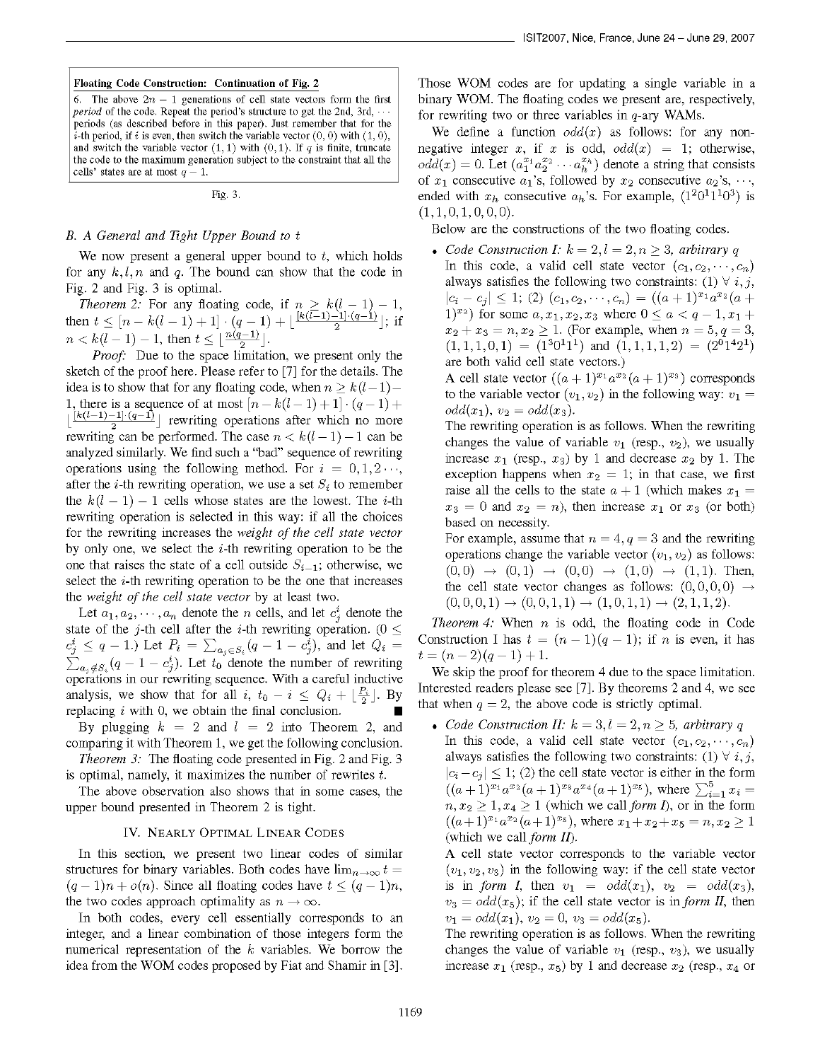**Floating Code Construction: Continuation of Fig. 2**

6. The above $2n-1$ generations of cell state vectors form the first *period* of the code. Repeat the period's structure to get the 2nd, 3rd, $\cdots$ periods (as described before in this paper). Just remember that for the $i$-th period, if $i$ is even, then switch the variable vector $(0,0)$ with $(1,0)$, and switch the variable vector $(1,1)$ with $(0,1)$. If $q$ is finite, truncate the code to the maximum generation subject to the constraint that all the cells' states are at most $q-1$.

Fig. 3.

### B. A General and Tight Upper Bound to $t$

We now present a general upper bound to $t$, which holds for any $k, l, n$ and $q$. The bound can show that the code in Fig. 2 and Fig. 3 is optimal.

*Theorem 2:* For any floating code, if $n \geq k(l-1)-1$, then $t \leq [n-k(l-1)+1]\cdot(q-1)+\lfloor\frac{[k(l-1)-1]\cdot(q-1)}{2}\rfloor$; if $n < k(l-1)-1$, then $t \leq \lfloor\frac{n(q-1)}{2}\rfloor$.

*Proof:* Due to the space limitation, we present only the sketch of the proof here. Please refer to [7] for the details. The idea is to show that for any floating code, when $n \geq k(l-1)-1$, there is a sequence of at most $[n-k(l-1)+1]\cdot(q-1)+\lfloor\frac{[k(l-1)-1]\cdot(q-1)}{2}\rfloor$ rewriting operations after which no more rewriting can be performed. The case $n < k(l-1)-1$ can be analyzed similarly. We find such a "bad" sequence of rewriting operations using the following method. For $i = 0, 1, 2\cdots$, after the $i$-th rewriting operation, we use a set $S_i$ to remember the $k(l-1)-1$ cells whose states are the lowest. The $i$-th rewriting operation is selected in this way: if all the choices for the rewriting increases the *weight of the cell state vector* by only one, we select the $i$-th rewriting operation to be the one that raises the state of a cell outside $S_{i-1}$; otherwise, we select the $i$-th rewriting operation to be the one that increases the *weight of the cell state vector* by at least two.

Let $a_1, a_2, \cdots, a_n$ denote the $n$ cells, and let $c_j^i$ denote the state of the $j$-th cell after the $i$-th rewriting operation. ($0 \leq c_j^i \leq q-1$.) Let $P_i = \sum_{a_j \in S_i}(q-1-c_j^i)$, and let $Q_i = \sum_{a_j \notin S_i}(q-1-c_j^i)$. Let $t_0$ denote the number of rewriting operations in our rewriting sequence. With a careful inductive analysis, we show that for all $i$, $t_0 - i \leq Q_i + \lfloor\frac{P_i}{2}\rfloor$. By replacing $i$ with 0, we obtain the final conclusion. ∎

By plugging $k=2$ and $l=2$ into Theorem 2, and comparing it with Theorem 1, we get the following conclusion.

*Theorem 3:* The floating code presented in Fig. 2 and Fig. 3 is optimal, namely, it maximizes the number of rewrites $t$.

The above observation also shows that in some cases, the upper bound presented in Theorem 2 is tight.

## IV. Nearly Optimal Linear Codes

In this section, we present two linear codes of similar structures for binary variables. Both codes have $\lim_{n\to\infty} t = (q-1)n + o(n)$. Since all floating codes have $t \leq (q-1)n$, the two codes approach optimality as $n \to \infty$.

In both codes, every cell essentially corresponds to an integer, and a linear combination of those integers form the numerical representation of the $k$ variables. We borrow the idea from the WOM codes proposed by Fiat and Shamir in [3]. Those WOM codes are for updating a single variable in a binary WOM. The floating codes we present are, respectively, for rewriting two or three variables in $q$-ary WAMs.

We define a function $odd(x)$ as follows: for any non-negative integer $x$, if $x$ is odd, $odd(x) = 1$; otherwise, $odd(x) = 0$. Let $(a_1^{x_1}a_2^{x_2}\cdots a_h^{x_h})$ denote a string that consists of $x_1$ consecutive $a_1$'s, followed by $x_2$ consecutive $a_2$'s, $\cdots$, ended with $x_h$ consecutive $a_h$'s. For example, $(1^2 0^1 1^1 0^3)$ is $(1,1,0,1,0,0,0)$.

Below are the constructions of the two floating codes.

- *Code Construction I: $k=2, l=2, n\geq 3$, arbitrary $q$*
  In this code, a valid cell state vector $(c_1, c_2, \cdots, c_n)$ always satisfies the following two constraints: (1) $\forall\, i,j$, $|c_i - c_j| \leq 1$; (2) $(c_1, c_2, \cdots, c_n) = ((a+1)^{x_1}a^{x_2}(a+1)^{x_3})$ for some $a, x_1, x_2, x_3$ where $0 \leq a < q-1$, $x_1 + x_2 + x_3 = n$, $x_2 \geq 1$. (For example, when $n=5, q=3$, $(1,1,1,0,1) = (1^3 0^1 1^1)$ and $(1,1,1,1,2) = (2^0 1^4 2^1)$ are both valid cell state vectors.)
  A cell state vector $((a+1)^{x_1}a^{x_2}(a+1)^{x_3})$ corresponds to the variable vector $(v_1, v_2)$ in the following way: $v_1 = odd(x_1)$, $v_2 = odd(x_3)$.
  The rewriting operation is as follows. When the rewriting changes the value of variable $v_1$ (resp., $v_2$), we usually increase $x_1$ (resp., $x_3$) by 1 and decrease $x_2$ by 1. The exception happens when $x_2 = 1$; in that case, we first raise all the cells to the state $a+1$ (which makes $x_1 = x_3 = 0$ and $x_2 = n$), then increase $x_1$ or $x_3$ (or both) based on necessity.
  For example, assume that $n=4, q=3$ and the rewriting operations change the variable vector $(v_1, v_2)$ as follows: $(0,0) \to (0,1) \to (0,0) \to (1,0) \to (1,1)$. Then, the cell state vector changes as follows: $(0,0,0,0) \to (0,0,0,1) \to (0,0,1,1) \to (1,0,1,1) \to (2,1,1,2)$.

*Theorem 4:* When $n$ is odd, the floating code in Code Construction I has $t = (n-1)(q-1)$; if $n$ is even, it has $t = (n-2)(q-1)+1$.

We skip the proof for theorem 4 due to the space limitation. Interested readers please see [7]. By theorems 2 and 4, we see that when $q=2$, the above code is strictly optimal.

- *Code Construction II: $k=3, l=2, n\geq 5$, arbitrary $q$*
  In this code, a valid cell state vector $(c_1, c_2, \cdots, c_n)$ always satisfies the following two constraints: (1) $\forall\, i,j$, $|c_i - c_j| \leq 1$; (2) the cell state vector is either in the form $((a+1)^{x_1}a^{x_2}(a+1)^{x_3}a^{x_4}(a+1)^{x_5})$, where $\sum_{i=1}^{5} x_i = n$, $x_2 \geq 1$, $x_4 \geq 1$ (which we call *form I*), or in the form $((a+1)^{x_1}a^{x_2}(a+1)^{x_5})$, where $x_1 + x_2 + x_5 = n$, $x_2 \geq 1$ (which we call *form II*).
  A cell state vector corresponds to the variable vector $(v_1, v_2, v_3)$ in the following way: if the cell state vector is in *form I*, then $v_1 = odd(x_1)$, $v_2 = odd(x_3)$, $v_3 = odd(x_5)$; if the cell state vector is in *form II*, then $v_1 = odd(x_1)$, $v_2 = 0$, $v_3 = odd(x_5)$.
  The rewriting operation is as follows. When the rewriting changes the value of variable $v_1$ (resp., $v_3$), we usually increase $x_1$ (resp., $x_5$) by 1 and decrease $x_2$ (resp., $x_4$ or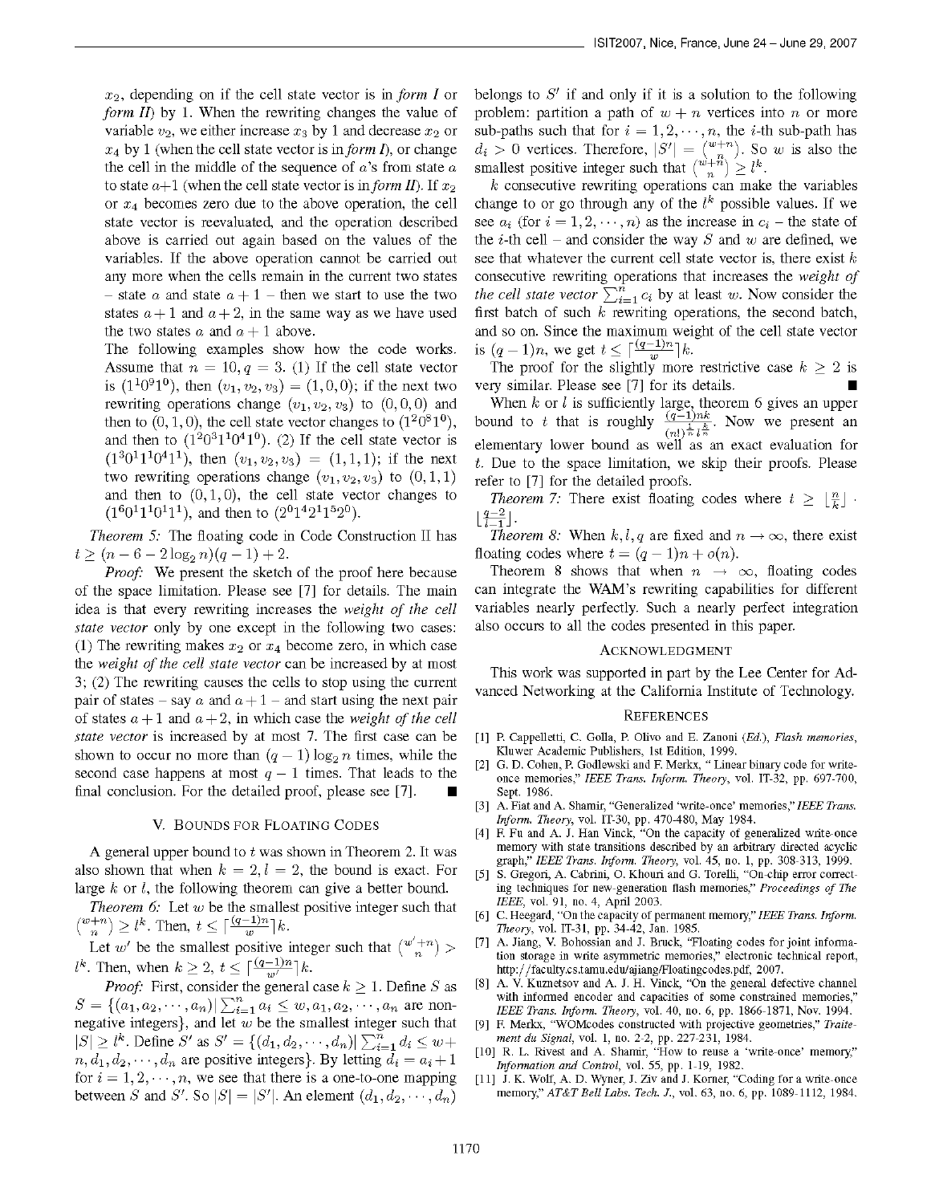$x_2$, depending on if the cell state vector is in *form I* or *form II*) by 1. When the rewriting changes the value of variable $v_2$, we either increase $x_3$ by 1 and decrease $x_2$ or $x_4$ by 1 (when the cell state vector is in *form I*), or change the cell in the middle of the sequence of $a$'s from state $a$ to state $a+1$ (when the cell state vector is in *form II*). If $x_2$ or $x_4$ becomes zero due to the above operation, the cell state vector is reevaluated, and the operation described above is carried out again based on the values of the variables. If the above operation cannot be carried out any more when the cells remain in the current two states – state $a$ and state $a+1$ – then we start to use the two states $a+1$ and $a+2$, in the same way as we have used the two states $a$ and $a+1$ above.

The following examples show how the code works. Assume that $n = 10, q = 3$. (1) If the cell state vector is $(1^1 0^9 1^0)$, then $(v_1, v_2, v_3) = (1, 0, 0)$; if the next two rewriting operations change $(v_1, v_2, v_3)$ to $(0, 0, 0)$ and then to $(0, 1, 0)$, the cell state vector changes to $(1^2 0^8 1^0)$, and then to $(1^2 0^3 1^1 0^4 1^0)$. (2) If the cell state vector is $(1^3 0^1 1^1 0^4 1^1)$, then $(v_1, v_2, v_3) = (1, 1, 1)$; if the next two rewriting operations change $(v_1, v_2, v_3)$ to $(0, 1, 1)$ and then to $(0, 1, 0)$, the cell state vector changes to $(1^6 0^1 1^1 0^1 1^1)$, and then to $(2^0 1^4 2^1 1^5 2^0)$.

*Theorem 5:* The floating code in Code Construction II has $t \geq (n - 6 - 2\log_2 n)(q-1) + 2$.

*Proof:* We present the sketch of the proof here because of the space limitation. Please see [7] for details. The main idea is that every rewriting increases the *weight of the cell state vector* only by one except in the following two cases: (1) The rewriting makes $x_2$ or $x_4$ become zero, in which case the *weight of the cell state vector* can be increased by at most 3; (2) The rewriting causes the cells to stop using the current pair of states – say $a$ and $a+1$ – and start using the next pair of states $a+1$ and $a+2$, in which case the *weight of the cell state vector* is increased by at most 7. The first case can be shown to occur no more than $(q-1)\log_2 n$ times, while the second case happens at most $q-1$ times. That leads to the final conclusion. For the detailed proof, please see [7]. ■

## V. Bounds for Floating Codes

A general upper bound to $t$ was shown in Theorem 2. It was also shown that when $k = 2, l = 2$, the bound is exact. For large $k$ or $l$, the following theorem can give a better bound.

*Theorem 6:* Let $w$ be the smallest positive integer such that $\binom{w+n}{n} \geq l^k$. Then, $t \leq \lceil \frac{(q-1)n}{w} \rceil k$.

Let $w'$ be the smallest positive integer such that $\binom{w'+n}{n} > l^k$. Then, when $k \geq 2$, $t \leq \lceil \frac{(q-1)n}{w'} \rceil k$.

*Proof:* First, consider the general case $k \geq 1$. Define $S$ as $S = \{(a_1, a_2, \cdots, a_n) | \sum_{i=1}^{n} a_i \leq w, a_1, a_2, \cdots, a_n$ are non-negative integers$\}$, and let $w$ be the smallest integer such that $|S| \geq l^k$. Define $S'$ as $S' = \{(d_1, d_2, \cdots, d_n) | \sum_{i=1}^{n} d_i \leq w + n, d_1, d_2, \cdots, d_n$ are positive integers$\}$. By letting $d_i = a_i + 1$ for $i = 1, 2, \cdots, n$, we see that there is a one-to-one mapping between $S$ and $S'$. So $|S| = |S'|$. An element $(d_1, d_2, \cdots, d_n)$ belongs to $S'$ if and only if it is a solution to the following problem: partition a path of $w+n$ vertices into $n$ or more sub-paths such that for $i = 1, 2, \cdots, n$, the $i$-th sub-path has $d_i > 0$ vertices. Therefore, $|S'| = \binom{w+n}{n}$. So $w$ is also the smallest positive integer such that $\binom{w+n}{n} \geq l^k$.

$k$ consecutive rewriting operations can make the variables change to or go through any of the $l^k$ possible values. If we see $a_i$ (for $i = 1, 2, \cdots, n$) as the increase in $c_i$ – the state of the $i$-th cell – and consider the way $S$ and $w$ are defined, we see that whatever the current cell state vector is, there exist $k$ consecutive rewriting operations that increases the *weight of the cell state vector* $\sum_{i=1}^{n} c_i$ by at least $w$. Now consider the first batch of such $k$ rewriting operations, the second batch, and so on. Since the maximum weight of the cell state vector is $(q-1)n$, we get $t \leq \lceil \frac{(q-1)n}{w} \rceil k$.

The proof for the slightly more restrictive case $k \geq 2$ is very similar. Please see [7] for its details. ■

When $k$ or $l$ is sufficiently large, theorem 6 gives an upper bound to $t$ that is roughly $\frac{(q-1)nk}{(n!)^{\frac{1}{n}} l^{\frac{k}{n}}}$. Now we present an elementary lower bound as well as an exact evaluation for $t$. Due to the space limitation, we skip their proofs. Please refer to [7] for the detailed proofs.

*Theorem 7:* There exist floating codes where $t \geq \lfloor \frac{n}{k} \rfloor \cdot \lfloor \frac{q-2}{l-1} \rfloor$.

*Theorem 8:* When $k, l, q$ are fixed and $n \to \infty$, there exist floating codes where $t = (q-1)n + o(n)$.

Theorem 8 shows that when $n \to \infty$, floating codes can integrate the WAM's rewriting capabilities for different variables nearly perfectly. Such a nearly perfect integration also occurs to all the codes presented in this paper.

## Acknowledgment

This work was supported in part by the Lee Center for Advanced Networking at the California Institute of Technology.

## References

[1] P. Cappelletti, C. Golla, P. Olivo and E. Zanoni (*Ed.*), *Flash memories*, Kluwer Academic Publishers, 1st Edition, 1999.

[2] G. D. Cohen, P. Godlewski and F. Merkx, "Linear binary code for write-once memories," *IEEE Trans. Inform. Theory*, vol. IT-32, pp. 697-700, Sept. 1986.

[3] A. Fiat and A. Shamir, "Generalized 'write-once' memories," *IEEE Trans. Inform. Theory*, vol. IT-30, pp. 470-480, May 1984.

[4] F. Fu and A. J. Han Vinck, "On the capacity of generalized write-once memory with state transitions described by an arbitrary directed acyclic graph," *IEEE Trans. Inform. Theory*, vol. 45, no. 1, pp. 308-313, 1999.

[5] S. Gregori, A. Cabrini, O. Khouri and G. Torelli, "On-chip error correcting techniques for new-generation flash memories," *Proceedings of The IEEE*, vol. 91, no. 4, April 2003.

[6] C. Heegard, "On the capacity of permanent memory," *IEEE Trans. Inform. Theory*, vol. IT-31, pp. 34-42, Jan. 1985.

[7] A. Jiang, V. Bohossian and J. Bruck, "Floating codes for joint information storage in write asymmetric memories," electronic technical report, http://faculty.cs.tamu.edu/ajiang/Floatingcodes.pdf, 2007.

[8] A. V. Kuznetsov and A. J. H. Vinck, "On the general defective channel with informed encoder and capacities of some constrained memories," *IEEE Trans. Inform. Theory*, vol. 40, no. 6, pp. 1866-1871, Nov. 1994.

[9] F. Merkx, "WOMcodes constructed with projective geometries," *Traitement du Signal*, vol. 1, no. 2-2, pp. 227-231, 1984.

[10] R. L. Rivest and A. Shamir, "How to reuse a 'write-once' memory," *Information and Control*, vol. 55, pp. 1-19, 1982.

[11] J. K. Wolf, A. D. Wyner, J. Ziv and J. Korner, "Coding for a write-once memory," *AT&T Bell Labs. Tech. J.*, vol. 63, no. 6, pp. 1089-1112, 1984.